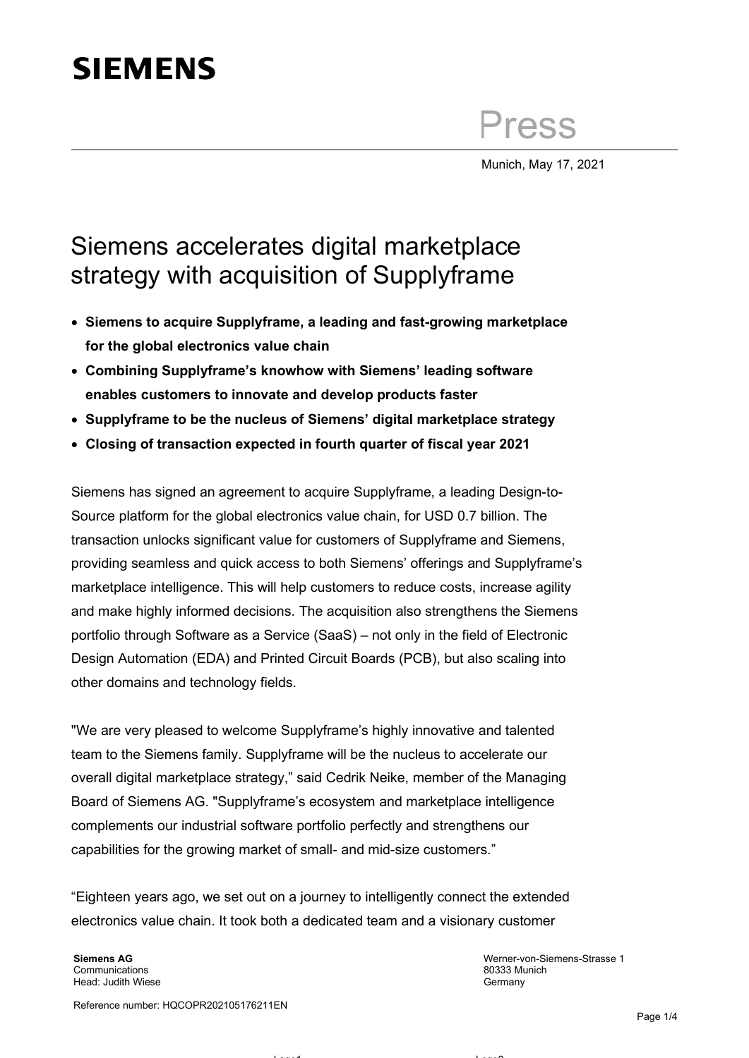SIEMENS

Press

Munich, May 17, 2021

# Siemens accelerates digital marketplace strategy with acquisition of Supplyframe

- **Siemens to acquire Supplyframe, a leading and fast-growing marketplace for the global electronics value chain**
- **Combining Supplyframe's knowhow with Siemens' leading software enables customers to innovate and develop products faster**
- **Supplyframe to be the nucleus of Siemens' digital marketplace strategy**
- **Closing of transaction expected in fourth quarter of fiscal year 2021**

Siemens has signed an agreement to acquire Supplyframe, a leading Design-to-Source platform for the global electronics value chain, for USD 0.7 billion. The transaction unlocks significant value for customers of Supplyframe and Siemens, providing seamless and quick access to both Siemens' offerings and Supplyframe's marketplace intelligence. This will help customers to reduce costs, increase agility and make highly informed decisions. The acquisition also strengthens the Siemens portfolio through Software as a Service (SaaS) – not only in the field of Electronic Design Automation (EDA) and Printed Circuit Boards (PCB), but also scaling into other domains and technology fields.

"We are very pleased to welcome Supplyframe's highly innovative and talented team to the Siemens family. Supplyframe will be the nucleus to accelerate our overall digital marketplace strategy," said Cedrik Neike, member of the Managing Board of Siemens AG. "Supplyframe's ecosystem and marketplace intelligence complements our industrial software portfolio perfectly and strengthens our capabilities for the growing market of small- and mid-size customers."

"Eighteen years ago, we set out on a journey to intelligently connect the extended electronics value chain. It took both a dedicated team and a visionary customer

**Siemens AG**
Communications
Head: Judith Wiese

Werner-von-Siemens-Strasse 1
80333 Munich
Germany

Reference number: HQCOPR202105176211EN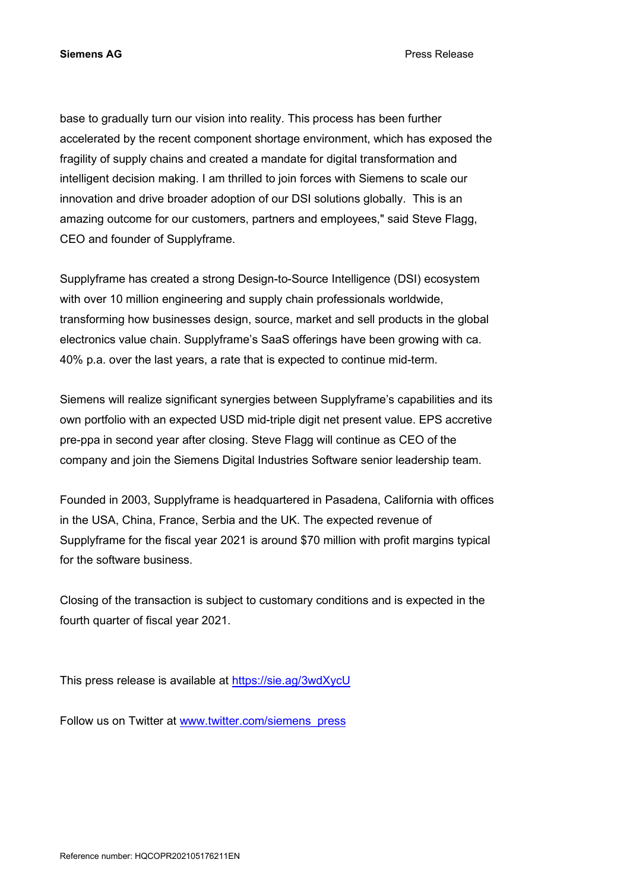base to gradually turn our vision into reality. This process has been further accelerated by the recent component shortage environment, which has exposed the fragility of supply chains and created a mandate for digital transformation and intelligent decision making. I am thrilled to join forces with Siemens to scale our innovation and drive broader adoption of our DSI solutions globally. This is an amazing outcome for our customers, partners and employees," said Steve Flagg, CEO and founder of Supplyframe.

Supplyframe has created a strong Design-to-Source Intelligence (DSI) ecosystem with over 10 million engineering and supply chain professionals worldwide, transforming how businesses design, source, market and sell products in the global electronics value chain. Supplyframe's SaaS offerings have been growing with ca. 40% p.a. over the last years, a rate that is expected to continue mid-term.

Siemens will realize significant synergies between Supplyframe's capabilities and its own portfolio with an expected USD mid-triple digit net present value. EPS accretive pre-ppa in second year after closing. Steve Flagg will continue as CEO of the company and join the Siemens Digital Industries Software senior leadership team.

Founded in 2003, Supplyframe is headquartered in Pasadena, California with offices in the USA, China, France, Serbia and the UK. The expected revenue of Supplyframe for the fiscal year 2021 is around $70 million with profit margins typical for the software business.

Closing of the transaction is subject to customary conditions and is expected in the fourth quarter of fiscal year 2021.

This press release is available at https://sie.ag/3wdXycU

Follow us on Twitter at www.twitter.com/siemens_press

Reference number: HQCOPR202105176211EN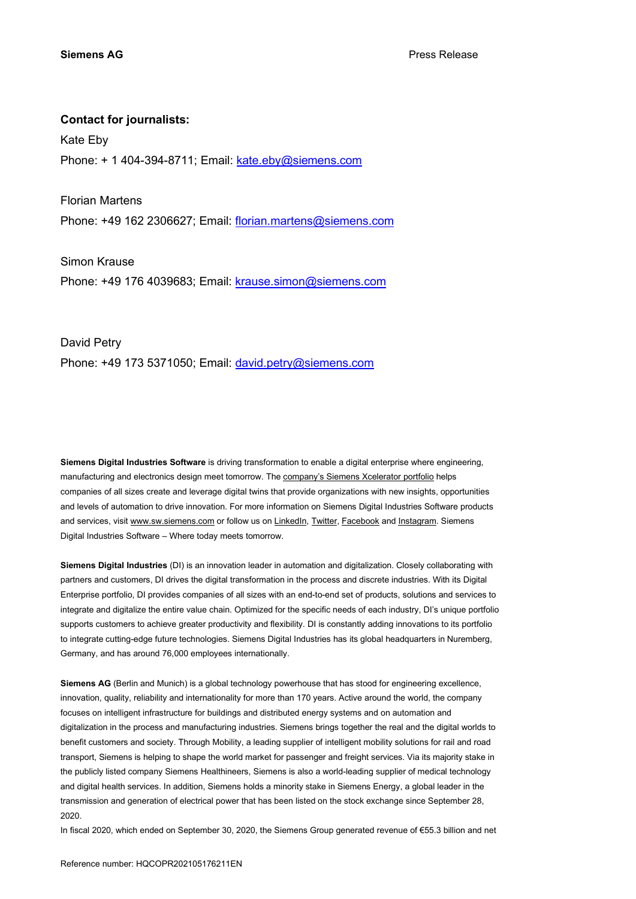**Contact for journalists:**

Kate Eby

Phone: + 1 404-394-8711; Email: [kate.eby@siemens.com](mailto:kate.eby@siemens.com)

Florian Martens

Phone: +49 162 2306627; Email: [florian.martens@siemens.com](mailto:florian.martens@siemens.com)

Simon Krause

Phone: +49 176 4039683; Email: [krause.simon@siemens.com](mailto:krause.simon@siemens.com)

David Petry

Phone: +49 173 5371050; Email: [david.petry@siemens.com](mailto:david.petry@siemens.com)

**Siemens Digital Industries Software** is driving transformation to enable a digital enterprise where engineering, manufacturing and electronics design meet tomorrow. The company's Siemens Xcelerator portfolio helps companies of all sizes create and leverage digital twins that provide organizations with new insights, opportunities and levels of automation to drive innovation. For more information on Siemens Digital Industries Software products and services, visit www.sw.siemens.com or follow us on LinkedIn, Twitter, Facebook and Instagram. Siemens Digital Industries Software – Where today meets tomorrow.

**Siemens Digital Industries** (DI) is an innovation leader in automation and digitalization. Closely collaborating with partners and customers, DI drives the digital transformation in the process and discrete industries. With its Digital Enterprise portfolio, DI provides companies of all sizes with an end-to-end set of products, solutions and services to integrate and digitalize the entire value chain. Optimized for the specific needs of each industry, DI's unique portfolio supports customers to achieve greater productivity and flexibility. DI is constantly adding innovations to its portfolio to integrate cutting-edge future technologies. Siemens Digital Industries has its global headquarters in Nuremberg, Germany, and has around 76,000 employees internationally.

**Siemens AG** (Berlin and Munich) is a global technology powerhouse that has stood for engineering excellence, innovation, quality, reliability and internationality for more than 170 years. Active around the world, the company focuses on intelligent infrastructure for buildings and distributed energy systems and on automation and digitalization in the process and manufacturing industries. Siemens brings together the real and the digital worlds to benefit customers and society. Through Mobility, a leading supplier of intelligent mobility solutions for rail and road transport, Siemens is helping to shape the world market for passenger and freight services. Via its majority stake in the publicly listed company Siemens Healthineers, Siemens is also a world-leading supplier of medical technology and digital health services. In addition, Siemens holds a minority stake in Siemens Energy, a global leader in the transmission and generation of electrical power that has been listed on the stock exchange since September 28, 2020.

In fiscal 2020, which ended on September 30, 2020, the Siemens Group generated revenue of €55.3 billion and net

Reference number: HQCOPR202105176211EN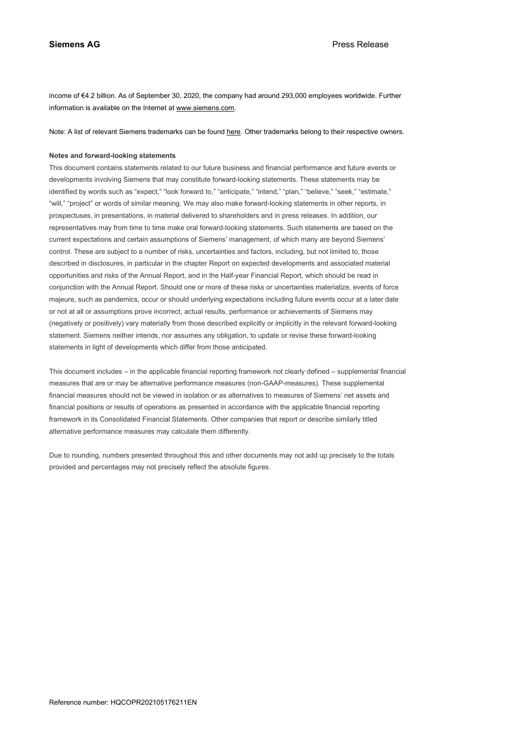income of €4.2 billion. As of September 30, 2020, the company had around 293,000 employees worldwide. Further information is available on the Internet at www.siemens.com.

Note: A list of relevant Siemens trademarks can be found here. Other trademarks belong to their respective owners.

**Notes and forward-looking statements**

This document contains statements related to our future business and financial performance and future events or developments involving Siemens that may constitute forward-looking statements. These statements may be identified by words such as "expect," "look forward to," "anticipate," "intend," "plan," "believe," "seek," "estimate," "will," "project" or words of similar meaning. We may also make forward-looking statements in other reports, in prospectuses, in presentations, in material delivered to shareholders and in press releases. In addition, our representatives may from time to time make oral forward-looking statements. Such statements are based on the current expectations and certain assumptions of Siemens' management, of which many are beyond Siemens' control. These are subject to a number of risks, uncertainties and factors, including, but not limited to, those described in disclosures, in particular in the chapter Report on expected developments and associated material opportunities and risks of the Annual Report, and in the Half-year Financial Report, which should be read in conjunction with the Annual Report. Should one or more of these risks or uncertainties materialize, events of force majeure, such as pandemics, occur or should underlying expectations including future events occur at a later date or not at all or assumptions prove incorrect, actual results, performance or achievements of Siemens may (negatively or positively) vary materially from those described explicitly or implicitly in the relevant forward-looking statement. Siemens neither intends, nor assumes any obligation, to update or revise these forward-looking statements in light of developments which differ from those anticipated.

This document includes – in the applicable financial reporting framework not clearly defined – supplemental financial measures that are or may be alternative performance measures (non-GAAP-measures). These supplemental financial measures should not be viewed in isolation or as alternatives to measures of Siemens' net assets and financial positions or results of operations as presented in accordance with the applicable financial reporting framework in its Consolidated Financial Statements. Other companies that report or describe similarly titled alternative performance measures may calculate them differently.

Due to rounding, numbers presented throughout this and other documents may not add up precisely to the totals provided and percentages may not precisely reflect the absolute figures.

Reference number: HQCOPR202105176211EN